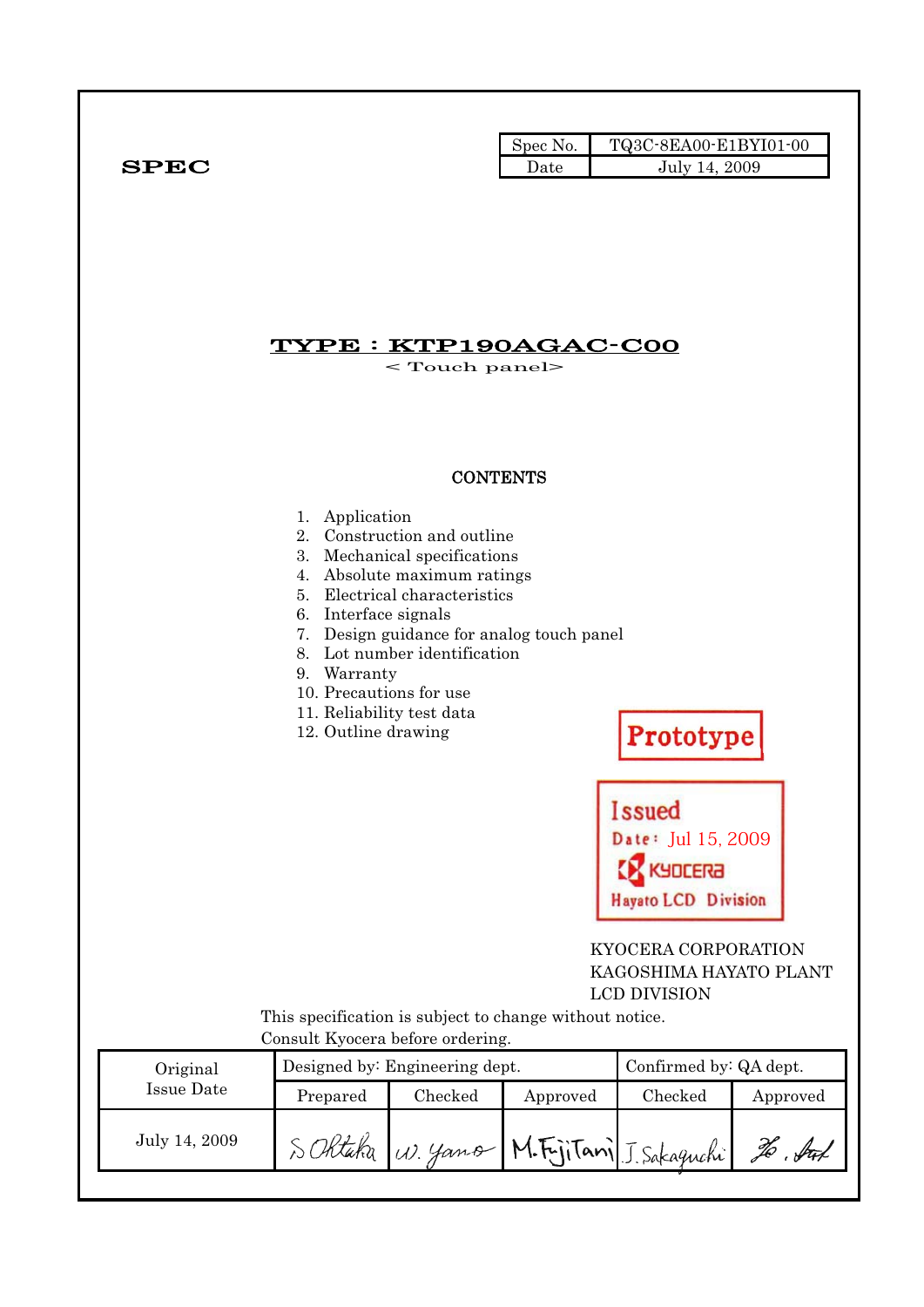**SPEC**

| Spec No. | TQ3C-8EA00-E1BYI01-00 |
|---|---|
| Date | July 14, 2009 |

# TYPE : KTP190AGAC-C00

< Touch panel>

**CONTENTS**

1. Application
2. Construction and outline
3. Mechanical specifications
4. Absolute maximum ratings
5. Electrical characteristics
6. Interface signals
7. Design guidance for analog touch panel
8. Lot number identification
9. Warranty
10. Precautions for use
11. Reliability test data
12. Outline drawing

Prototype

Issued
Date: Jul 15, 2009
KYOCERA
Hayato LCD Division

KYOCERA CORPORATION
KAGOSHIMA HAYATO PLANT
LCD DIVISION

This specification is subject to change without notice.
Consult Kyocera before ordering.

| Original Issue Date | Designed by: Engineering dept. | | | Confirmed by: QA dept. | |
|---|---|---|---|---|---|
| | Prepared | Checked | Approved | Checked | Approved |
| July 14, 2009 | S. Ohtaka | W. Yano | M. Fujitani | J. Sakaguchi | (signature) |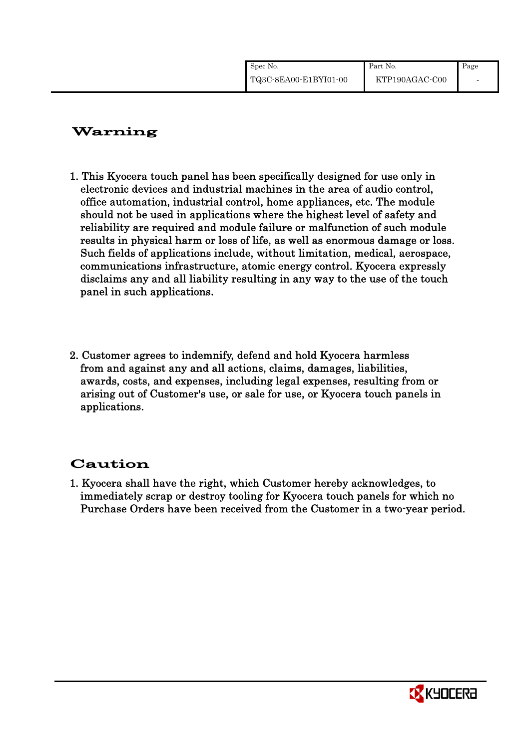## Warning

1. This Kyocera touch panel has been specifically designed for use only in electronic devices and industrial machines in the area of audio control, office automation, industrial control, home appliances, etc. The module should not be used in applications where the highest level of safety and reliability are required and module failure or malfunction of such module results in physical harm or loss of life, as well as enormous damage or loss. Such fields of applications include, without limitation, medical, aerospace, communications infrastructure, atomic energy control. Kyocera expressly disclaims any and all liability resulting in any way to the use of the touch panel in such applications.

2. Customer agrees to indemnify, defend and hold Kyocera harmless from and against any and all actions, claims, damages, liabilities, awards, costs, and expenses, including legal expenses, resulting from or arising out of Customer's use, or sale for use, or Kyocera touch panels in applications.

## Caution

1. Kyocera shall have the right, which Customer hereby acknowledges, to immediately scrap or destroy tooling for Kyocera touch panels for which no Purchase Orders have been received from the Customer in a two-year period.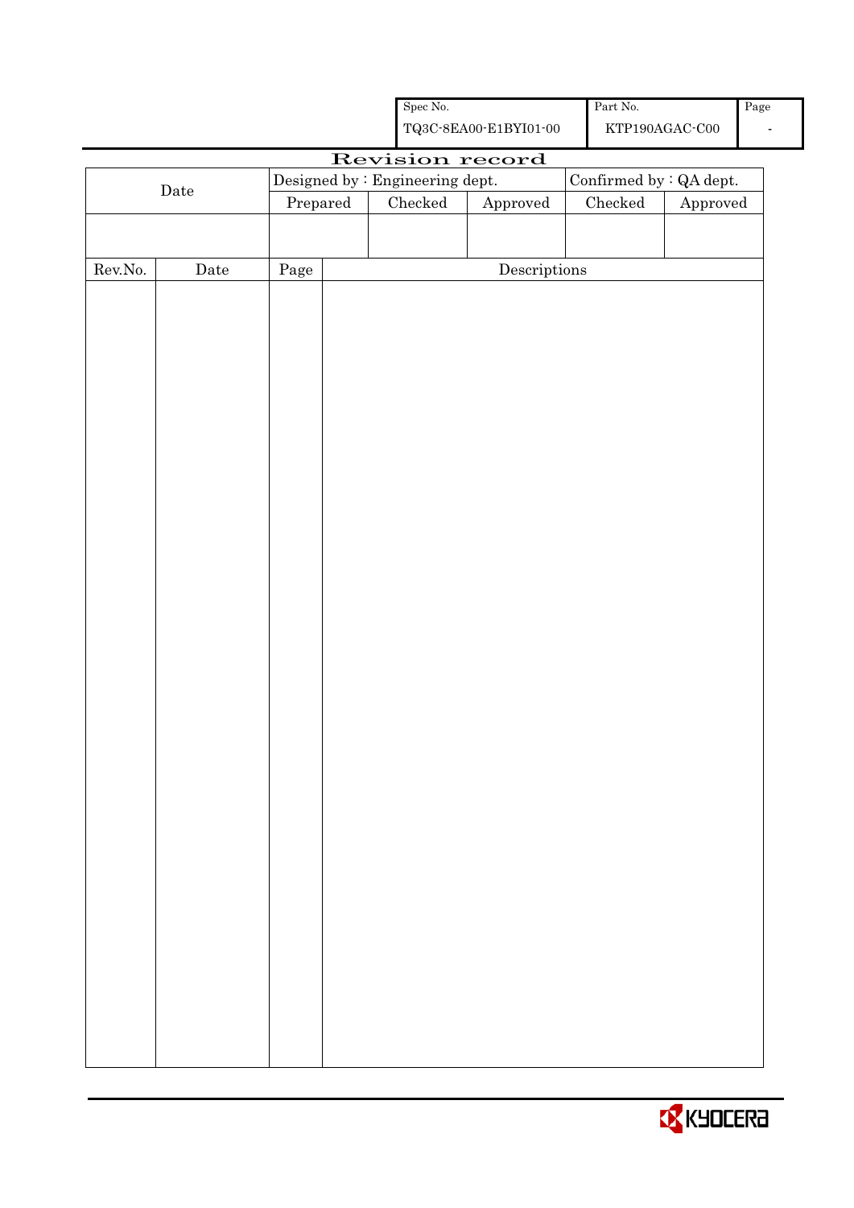| Spec No. | Part No. | Page |
| --- | --- | --- |
| TQ3C-8EA00-E1BYI01-00 | KTP190AGAC-C00 | - |

# Revision record

| Date | Designed by : Engineering dept. | | | Confirmed by : QA dept. | |
| --- | --- | --- | --- | --- | --- |
| | Prepared | Checked | Approved | Checked | Approved |
| | | | | | |

| Rev.No. | Date | Page | Descriptions |
| --- | --- | --- | --- |
| | | | |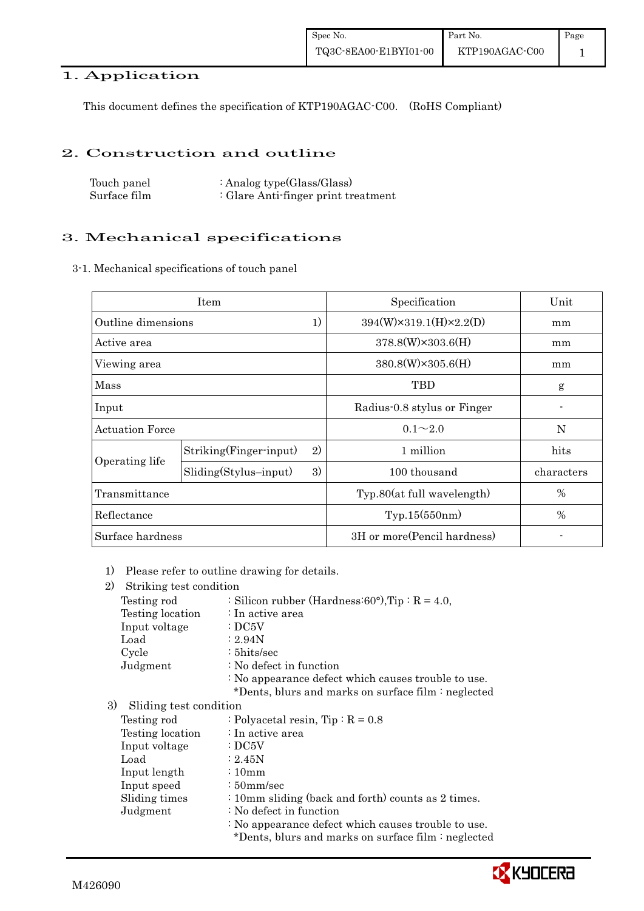# 1. Application

This document defines the specification of KTP190AGAC-C00. (RoHS Compliant)

# 2. Construction and outline

| | |
|---|---|
| Touch panel | : Analog type(Glass/Glass) |
| Surface film | : Glare Anti-finger print treatment |

# 3. Mechanical specifications

3-1. Mechanical specifications of touch panel

| Item | | | Specification | Unit |
|---|---|---|---|---|
| Outline dimensions | | 1) | 394(W)×319.1(H)×2.2(D) | mm |
| Active area | | | 378.8(W)×303.6(H) | mm |
| Viewing area | | | 380.8(W)×305.6(H) | mm |
| Mass | | | TBD | g |
| Input | | | Radius-0.8 stylus or Finger | - |
| Actuation Force | | | 0.1～2.0 | N |
| Operating life | Striking(Finger-input) | 2) | 1 million | hits |
| | Sliding(Stylus–input) | 3) | 100 thousand | characters |
| Transmittance | | | Typ.80(at full wavelength) | % |
| Reflectance | | | Typ.15(550nm) | % |
| Surface hardness | | | 3H or more(Pencil hardness) | - |

1) Please refer to outline drawing for details.

2) Striking test condition

| | |
|---|---|
| Testing rod | : Silicon rubber (Hardness:60°),Tip : R = 4.0, |
| Testing location | : In active area |
| Input voltage | : DC5V |
| Load | : 2.94N |
| Cycle | : 5hits/sec |
| Judgment | : No defect in function |
| | : No appearance defect which causes trouble to use. |
| | *Dents, blurs and marks on surface film : neglected |

3) Sliding test condition

| | |
|---|---|
| Testing rod | : Polyacetal resin, Tip : R = 0.8 |
| Testing location | : In active area |
| Input voltage | : DC5V |
| Load | : 2.45N |
| Input length | : 10mm |
| Input speed | : 50mm/sec |
| Sliding times | : 10mm sliding (back and forth) counts as 2 times. |
| Judgment | : No defect in function |
| | : No appearance defect which causes trouble to use. |
| | *Dents, blurs and marks on surface film : neglected |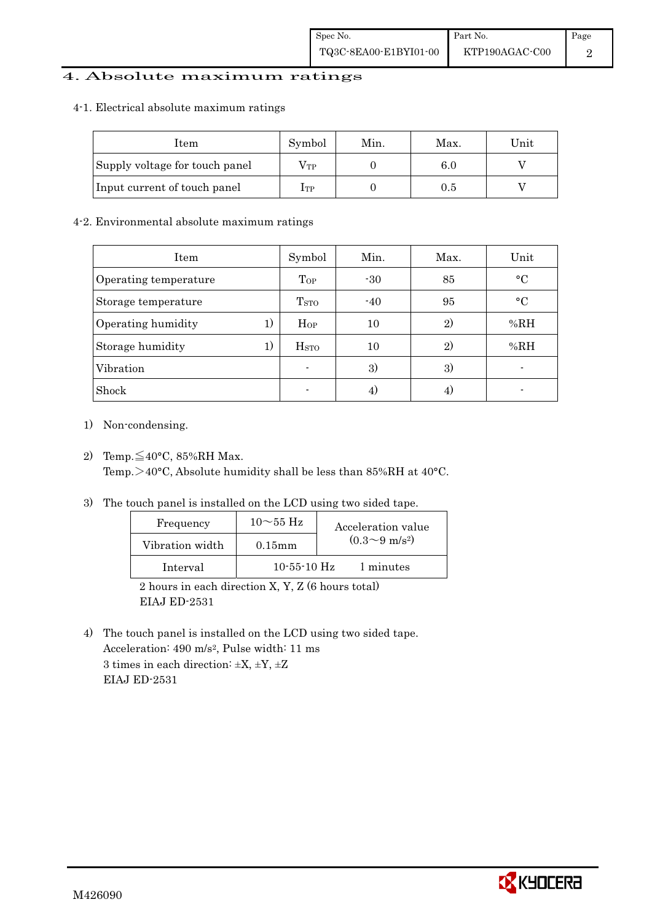# 4. Absolute maximum ratings

## 4-1. Electrical absolute maximum ratings

| Item | Symbol | Min. | Max. | Unit |
|---|---|---|---|---|
| Supply voltage for touch panel | $V_{TP}$ | 0 | 6.0 | V |
| Input current of touch panel | $I_{TP}$ | 0 | 0.5 | V |

## 4-2. Environmental absolute maximum ratings

| Item | Symbol | Min. | Max. | Unit |
|---|---|---|---|---|
| Operating temperature | $T_{OP}$ | -30 | 85 | °C |
| Storage temperature | $T_{STO}$ | -40 | 95 | °C |
| Operating humidity 1) | $H_{OP}$ | 10 | 2) | %RH |
| Storage humidity 1) | $H_{STO}$ | 10 | 2) | %RH |
| Vibration | - | 3) | 3) | - |
| Shock | - | 4) | 4) | - |

1) Non-condensing.

2) Temp.≦40°C, 85%RH Max.
   Temp.＞40°C, Absolute humidity shall be less than 85%RH at 40°C.

3) The touch panel is installed on the LCD using two sided tape.

| Frequency | 10～55 Hz | Acceleration value (0.3～9 $m/s^2$) |
|---|---|---|
| Vibration width | 0.15mm | |
| Interval | 10-55-10 Hz 1 minutes | |

   2 hours in each direction X, Y, Z (6 hours total)
   EIAJ ED-2531

4) The touch panel is installed on the LCD using two sided tape.
   Acceleration: 490 $m/s^2$, Pulse width: 11 ms
   3 times in each direction: ±X, ±Y, ±Z
   EIAJ ED-2531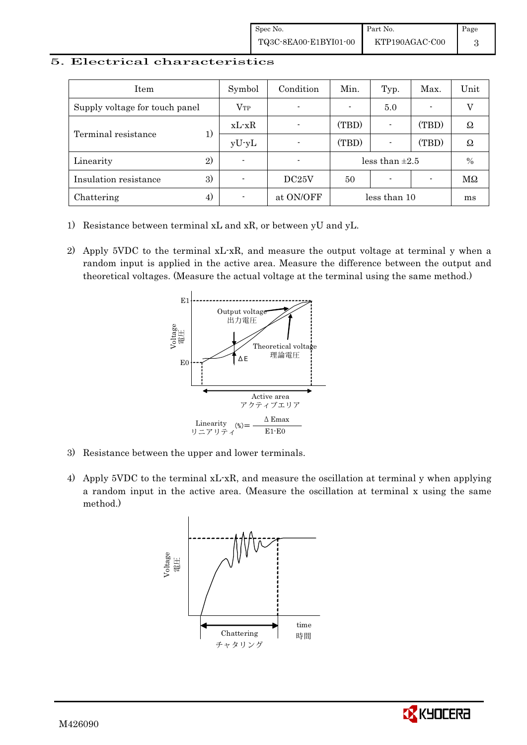## 5. Electrical characteristics

| Item | | Symbol | Condition | Min. | Typ. | Max. | Unit |
|---|---|---|---|---|---|---|---|
| Supply voltage for touch panel | | $V_{TP}$ | - | - | 5.0 | - | V |
| Terminal resistance | 1) | xL-xR | - | (TBD) | - | (TBD) | Ω |
| | | yU-yL | - | (TBD) | - | (TBD) | Ω |
| Linearity | 2) | - | - | less than ±2.5 | | | % |
| Insulation resistance | 3) | - | DC25V | 50 | - | - | MΩ |
| Chattering | 4) | - | at ON/OFF | less than 10 | | | ms |

1) Resistance between terminal xL and xR, or between yU and yL.

2) Apply 5VDC to the terminal xL-xR, and measure the output voltage at terminal y when a random input is applied in the active area. Measure the difference between the output and theoretical voltages. (Measure the actual voltage at the terminal using the same method.)

Voltage 電圧, E1, E0, Output voltage 出力電圧, Theoretical voltage 理論電圧, ΔE, Active area アクティブエリア

$$\text{Linearity (\%)} = \frac{\Delta E_{max}}{E1 - E0}$$

リニアリティ

3) Resistance between the upper and lower terminals.

4) Apply 5VDC to the terminal xL-xR, and measure the oscillation at terminal y when applying a random input in the active area. (Measure the oscillation at terminal x using the same method.)

Voltage 電圧, time 時間, Chattering チャタリング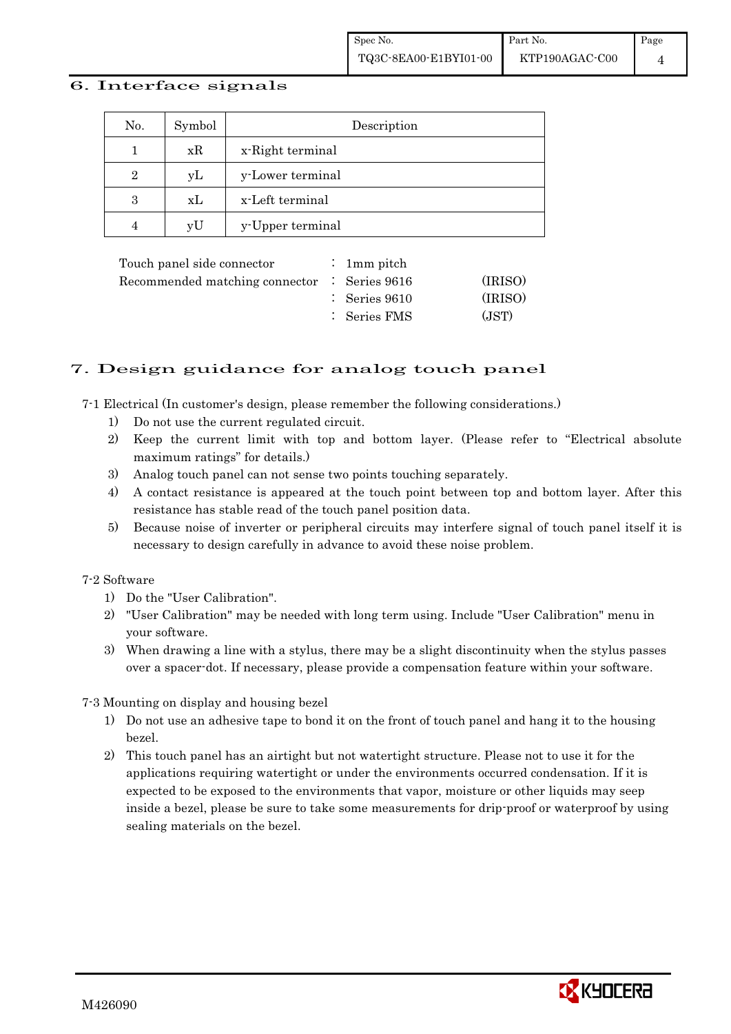## 6. Interface signals

| No. | Symbol | Description |
|---|---|---|
| 1 | xR | x-Right terminal |
| 2 | yL | y-Lower terminal |
| 3 | xL | x-Left terminal |
| 4 | yU | y-Upper terminal |

| | | | |
|---|---|---|---|
| Touch panel side connector | : | 1mm pitch | |
| Recommended matching connector | : | Series 9616 | (IRISO) |
| | : | Series 9610 | (IRISO) |
| | : | Series FMS | (JST) |

## 7. Design guidance for analog touch panel

7-1 Electrical (In customer's design, please remember the following considerations.)

1) Do not use the current regulated circuit.
2) Keep the current limit with top and bottom layer. (Please refer to "Electrical absolute maximum ratings" for details.)
3) Analog touch panel can not sense two points touching separately.
4) A contact resistance is appeared at the touch point between top and bottom layer. After this resistance has stable read of the touch panel position data.
5) Because noise of inverter or peripheral circuits may interfere signal of touch panel itself it is necessary to design carefully in advance to avoid these noise problem.

7-2 Software

1) Do the "User Calibration".
2) "User Calibration" may be needed with long term using. Include "User Calibration" menu in your software.
3) When drawing a line with a stylus, there may be a slight discontinuity when the stylus passes over a spacer-dot. If necessary, please provide a compensation feature within your software.

7-3 Mounting on display and housing bezel

1) Do not use an adhesive tape to bond it on the front of touch panel and hang it to the housing bezel.
2) This touch panel has an airtight but not watertight structure. Please not to use it for the applications requiring watertight or under the environments occurred condensation. If it is expected to be exposed to the environments that vapor, moisture or other liquids may seep inside a bezel, please be sure to take some measurements for drip-proof or waterproof by using sealing materials on the bezel.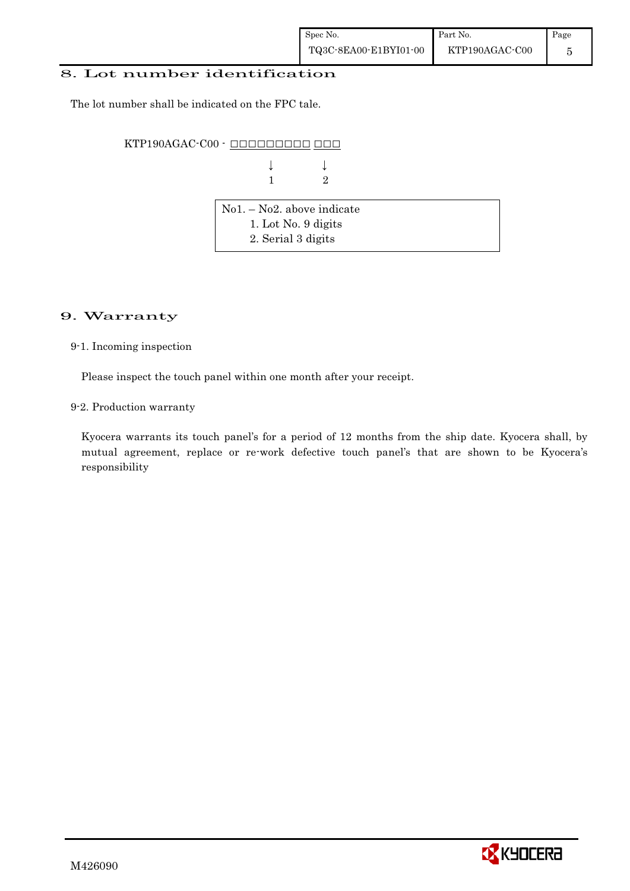## 8. Lot number identification

The lot number shall be indicated on the FPC tale.

```
KTP190AGAC-C00 - □□□□□□□□□ □□□
                     ↓        ↓
                     1        2
```

| No1. – No2. above indicate |
|---|
| 1. Lot No. 9 digits |
| 2. Serial 3 digits |

## 9. Warranty

### 9-1. Incoming inspection

Please inspect the touch panel within one month after your receipt.

### 9-2. Production warranty

Kyocera warrants its touch panel's for a period of 12 months from the ship date. Kyocera shall, by mutual agreement, replace or re-work defective touch panel's that are shown to be Kyocera's responsibility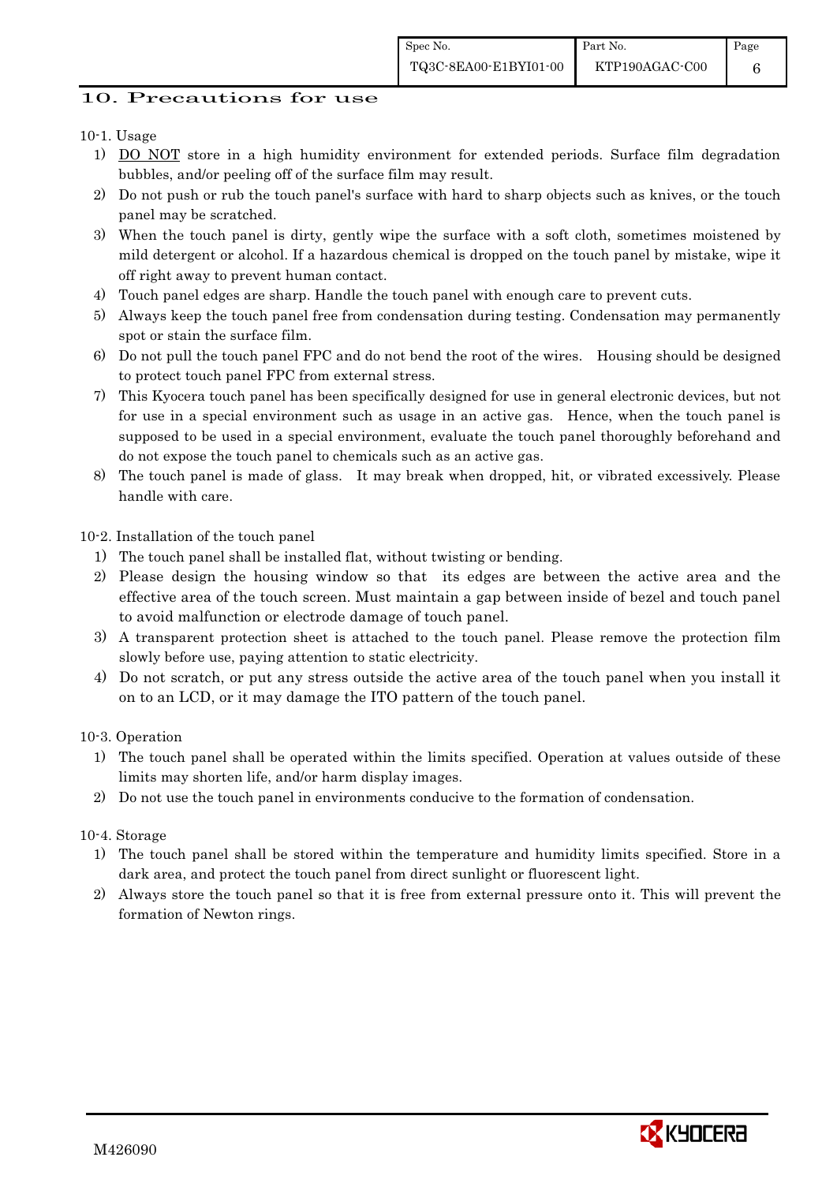## 10. Precautions for use

10-1. Usage

1) DO NOT store in a high humidity environment for extended periods. Surface film degradation bubbles, and/or peeling off of the surface film may result.
2) Do not push or rub the touch panel's surface with hard to sharp objects such as knives, or the touch panel may be scratched.
3) When the touch panel is dirty, gently wipe the surface with a soft cloth, sometimes moistened by mild detergent or alcohol. If a hazardous chemical is dropped on the touch panel by mistake, wipe it off right away to prevent human contact.
4) Touch panel edges are sharp. Handle the touch panel with enough care to prevent cuts.
5) Always keep the touch panel free from condensation during testing. Condensation may permanently spot or stain the surface film.
6) Do not pull the touch panel FPC and do not bend the root of the wires. Housing should be designed to protect touch panel FPC from external stress.
7) This Kyocera touch panel has been specifically designed for use in general electronic devices, but not for use in a special environment such as usage in an active gas. Hence, when the touch panel is supposed to be used in a special environment, evaluate the touch panel thoroughly beforehand and do not expose the touch panel to chemicals such as an active gas.
8) The touch panel is made of glass. It may break when dropped, hit, or vibrated excessively. Please handle with care.

10-2. Installation of the touch panel

1) The touch panel shall be installed flat, without twisting or bending.
2) Please design the housing window so that its edges are between the active area and the effective area of the touch screen. Must maintain a gap between inside of bezel and touch panel to avoid malfunction or electrode damage of touch panel.
3) A transparent protection sheet is attached to the touch panel. Please remove the protection film slowly before use, paying attention to static electricity.
4) Do not scratch, or put any stress outside the active area of the touch panel when you install it on to an LCD, or it may damage the ITO pattern of the touch panel.

10-3. Operation

1) The touch panel shall be operated within the limits specified. Operation at values outside of these limits may shorten life, and/or harm display images.
2) Do not use the touch panel in environments conducive to the formation of condensation.

10-4. Storage

1) The touch panel shall be stored within the temperature and humidity limits specified. Store in a dark area, and protect the touch panel from direct sunlight or fluorescent light.
2) Always store the touch panel so that it is free from external pressure onto it. This will prevent the formation of Newton rings.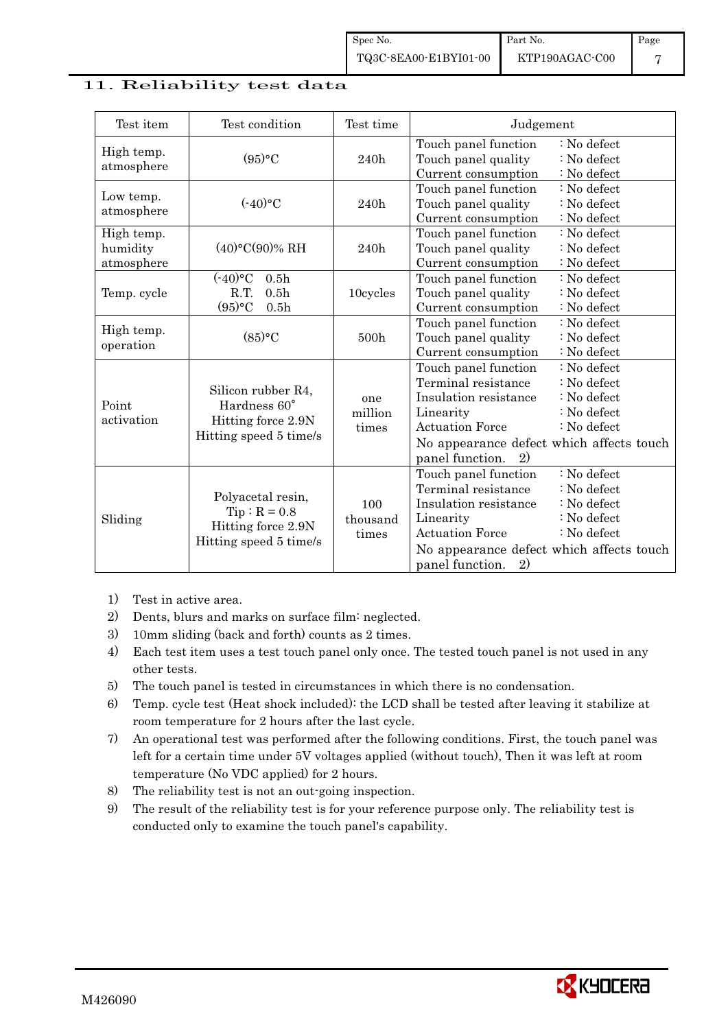## 11. Reliability test data

| Test item | Test condition | Test time | Judgement |
|---|---|---|---|
| High temp. atmosphere | (95)°C | 240h | Touch panel function : No defect<br>Touch panel quality : No defect<br>Current consumption : No defect |
| Low temp. atmosphere | (-40)°C | 240h | Touch panel function : No defect<br>Touch panel quality : No defect<br>Current consumption : No defect |
| High temp. humidity atmosphere | (40)°C(90)% RH | 240h | Touch panel function : No defect<br>Touch panel quality : No defect<br>Current consumption : No defect |
| Temp. cycle | (-40)°C 0.5h<br>R.T. 0.5h<br>(95)°C 0.5h | 10cycles | Touch panel function : No defect<br>Touch panel quality : No defect<br>Current consumption : No defect |
| High temp. operation | (85)°C | 500h | Touch panel function : No defect<br>Touch panel quality : No defect<br>Current consumption : No defect |
| Point activation | Silicon rubber R4, Hardness 60°<br>Hitting force 2.9N<br>Hitting speed 5 time/s | one million times | Touch panel function : No defect<br>Terminal resistance : No defect<br>Insulation resistance : No defect<br>Linearity : No defect<br>Actuation Force : No defect<br>No appearance defect which affects touch panel function. 2) |
| Sliding | Polyacetal resin, Tip : R = 0.8<br>Hitting force 2.9N<br>Hitting speed 5 time/s | 100 thousand times | Touch panel function : No defect<br>Terminal resistance : No defect<br>Insulation resistance : No defect<br>Linearity : No defect<br>Actuation Force : No defect<br>No appearance defect which affects touch panel function. 2) |

1) Test in active area.
2) Dents, blurs and marks on surface film: neglected.
3) 10mm sliding (back and forth) counts as 2 times.
4) Each test item uses a test touch panel only once. The tested touch panel is not used in any other tests.
5) The touch panel is tested in circumstances in which there is no condensation.
6) Temp. cycle test (Heat shock included): the LCD shall be tested after leaving it stabilize at room temperature for 2 hours after the last cycle.
7) An operational test was performed after the following conditions. First, the touch panel was left for a certain time under 5V voltages applied (without touch), Then it was left at room temperature (No VDC applied) for 2 hours.
8) The reliability test is not an out-going inspection.
9) The result of the reliability test is for your reference purpose only. The reliability test is conducted only to examine the touch panel's capability.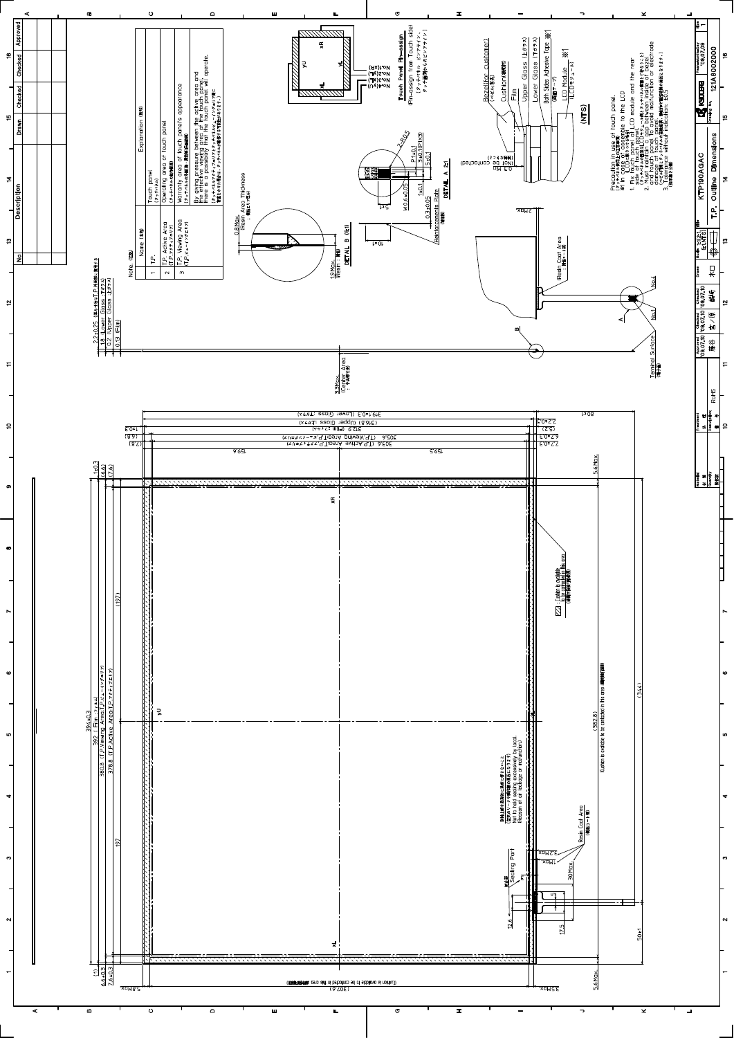# T.P. Outline Dimensions

KTP190AGAC — Drawing No. 121A8002000 — KYOCERA

Note. (備考)

| No | Name (名称) | Explanation (説明) |
|---|---|---|
| 1 | T.P. | Touch panel (タッチパネル) |
| 2 | T.P. Active Area (T.P.アクティブエリア) | Operating area of touch panel (タッチパネル動作範囲) |
| 3 | T.P. Viewing Area (T.P.ビューイングエリア) | Warranty area of touch panel's appearance (タッチパネル外観保証範囲) By giving pressure between the active area and the effective viewing area of the touch panel, there is a possibility that the touch panel will operate. |

Touch Panel Pin-assign (Pin-assign from Touch side)

- No.1 (XR)
- No.2 (YL)
- No.3 (XL)
- No.4 (YU)

Precaution in use of touch panel.

※1 In case of assemble to the LCD

1. Fix touch panel on LCD module and the rear side of touch panel.
2. Must maintain a gap between inside of bezel and touch panel to avoid malfunction or electrode damage of touch panel.
3. Tolerance without indication: ±0.5

Layer structure: Bezel (for customer), Cushion (緩衝材), Film, Upper Glass (上ガラス), Lower Glass (下ガラス), Both Sides Adhesive Tape ※1 (両面テープ), LCD Module ※1 (LCDモジュール) (NTS)

Dimensions: 2.2±0.25 (Upper Glass / Lower Glass / Film: 1.8 / 0.2 / 0.13); 394±0.3; 392.1 (Film); 380.8 (T.P. Viewing Area); 378.8 (T.P. Active Area); 319±0.3 (Lower Glass); 316.8 (Upper Glass); 312.9 (Film); 305.6 (T.P. Viewing Area); 303.6 (T.P. Active Area); 159.6; 159.5; 197; (197); (382.8); (344); (307.6); 50±1; 80±1; 17.5; 12.6; 30Max.; 5.6Max.; 5.8Max.; 3.3Max. (Center Area); 0.8Max. (Resin Area Thickness); 1.9Max. (Resin).

DETAIL A 2:1 — P1±0.1, 3±0.1 (P1×3), 5±0.1, 0.3±0.05, W0.6±0.05, 2-R0.5; Reinforcements Plate.

DETAIL B (5:1)

Notes on drawing: Cushion is available (to be contacted in this area); Resin Coat Area; Sealing Port; Not to hold sealing excessively by bezel (Reason of leakage or malfunction); Terminal Surface; (Not to be contacted); 0.3 Min.

RoHS — Scale 5/1 (NTS) — Date '08.07.09 / '08.07.10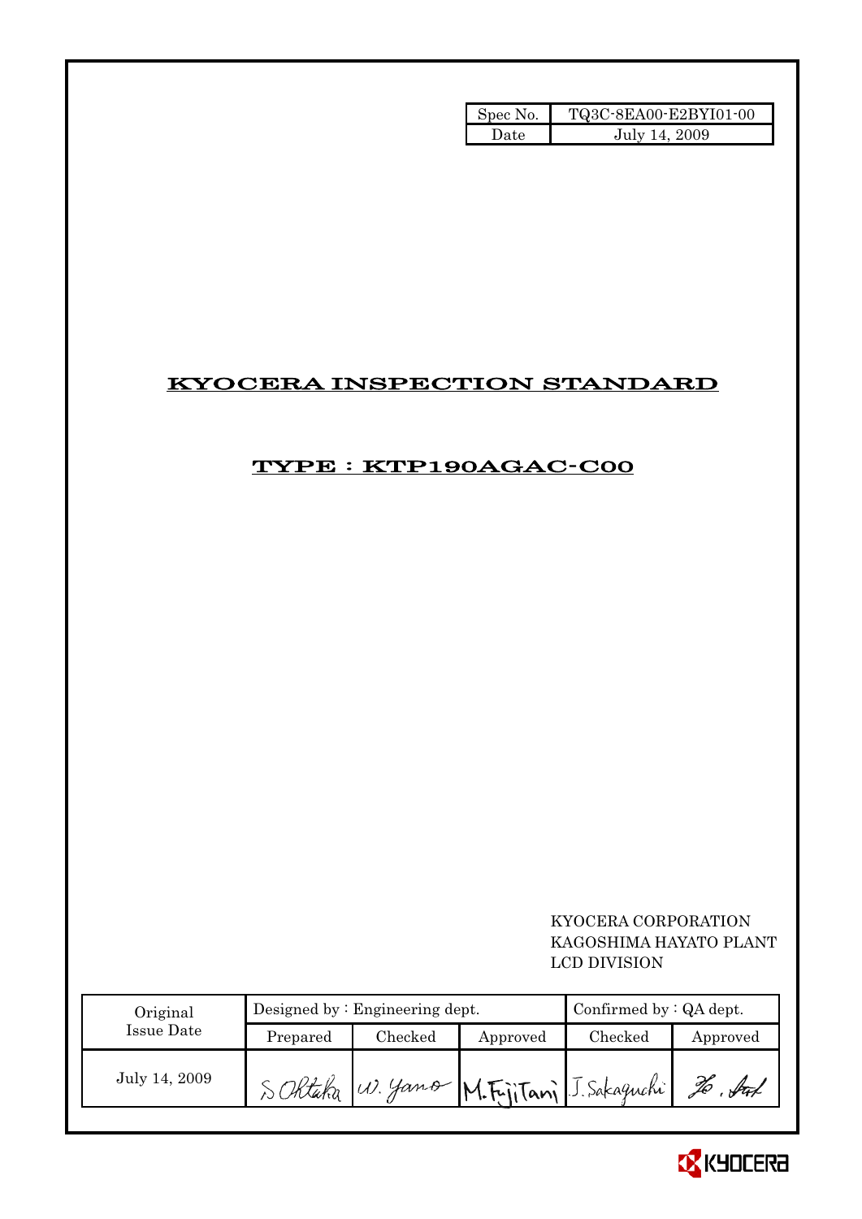| Spec No. | TQ3C-8EA00-E2BYI01-00 |
|---|---|
| Date | July 14, 2009 |

# KYOCERA INSPECTION STANDARD

## TYPE : KTP190AGAC-C00

KYOCERA CORPORATION
KAGOSHIMA HAYATO PLANT
LCD DIVISION

| Original Issue Date | Designed by : Engineering dept. | | | Confirmed by : QA dept. | |
|---|---|---|---|---|---|
| | Prepared | Checked | Approved | Checked | Approved |
| July 14, 2009 | S. Ohtaka | W. Yano | M. Fujitani | J. Sakaguchi | |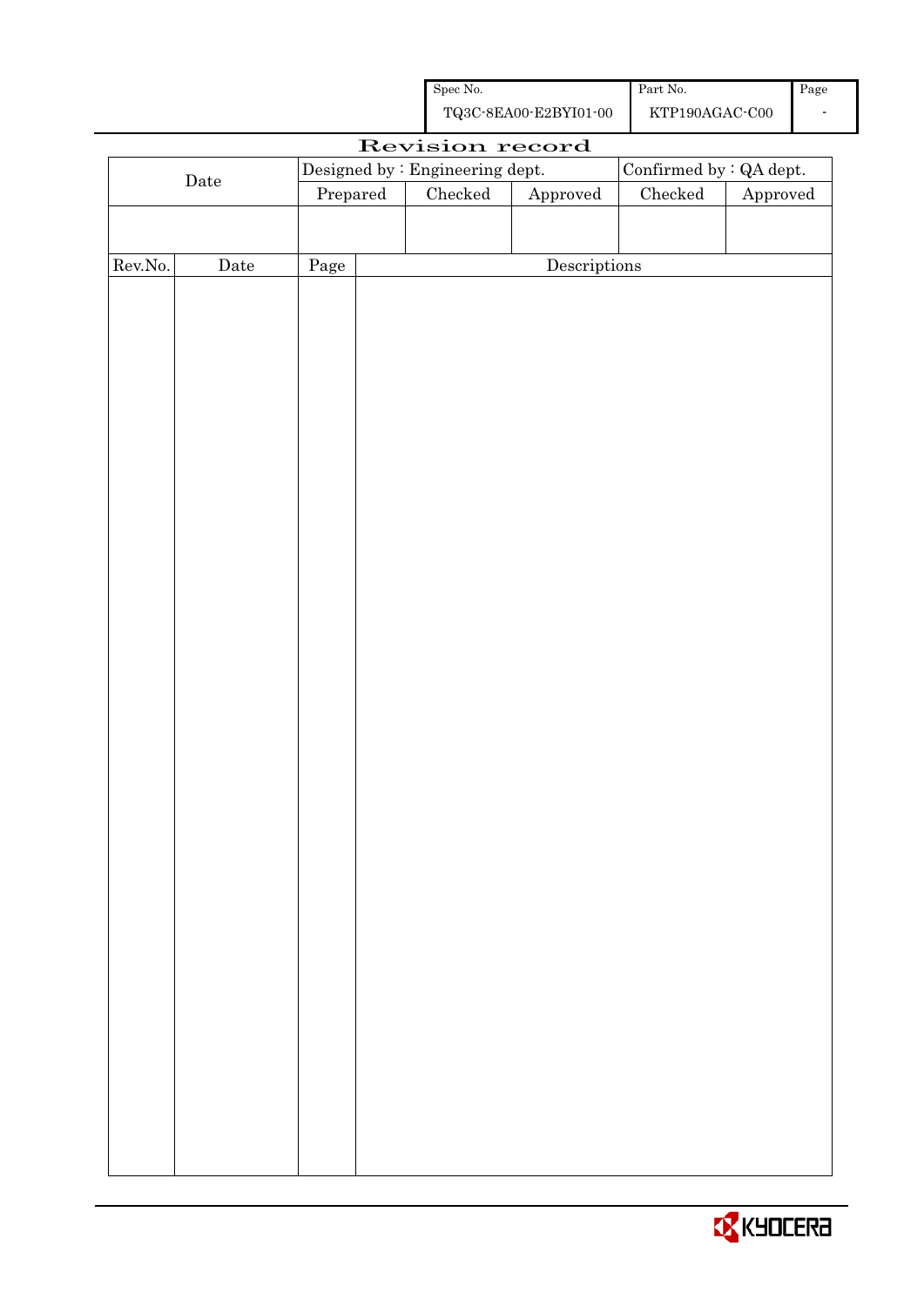| Spec No. | Part No. | Page |
|---|---|---|
| TQ3C-8EA00-E2BYI01-00 | KTP190AGAC-C00 | - |

# Revision record

| Date | Designed by : Engineering dept. | | | Confirmed by : QA dept. | |
|---|---|---|---|---|---|
| | Prepared | Checked | Approved | Checked | Approved |
| | | | | | |

| Rev.No. | Date | Page | Descriptions |
|---|---|---|---|
| | | | |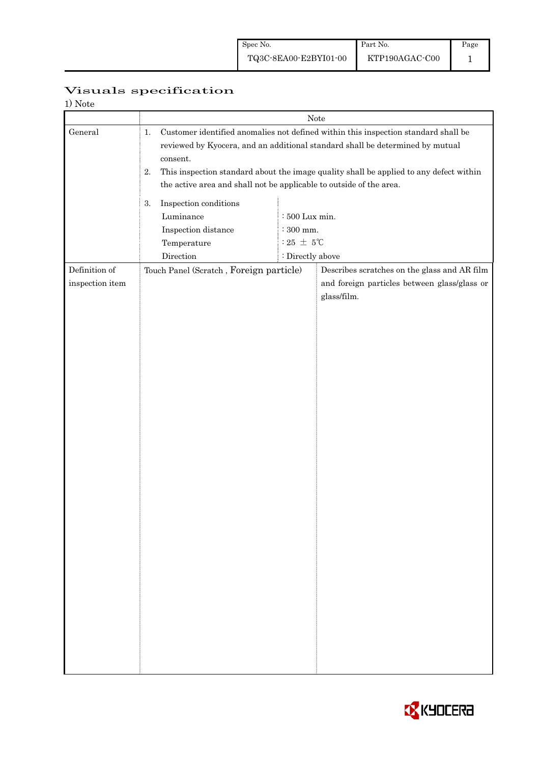# Visuals specification

1) Note

| | Note | |
|---|---|---|
| General | 1. Customer identified anomalies not defined within this inspection standard shall be reviewed by Kyocera, and an additional standard shall be determined by mutual consent.<br>2. This inspection standard about the image quality shall be applied to any defect within the active area and shall not be applicable to outside of the area.<br>3. Inspection conditions<br>Luminance : 500 Lux min.<br>Inspection distance : 300 mm.<br>Temperature : 25 ± 5℃<br>Direction : Directly above | |
| Definition of inspection item | Touch Panel (Scratch , Foreign particle) | Describes scratches on the glass and AR film and foreign particles between glass/glass or glass/film. |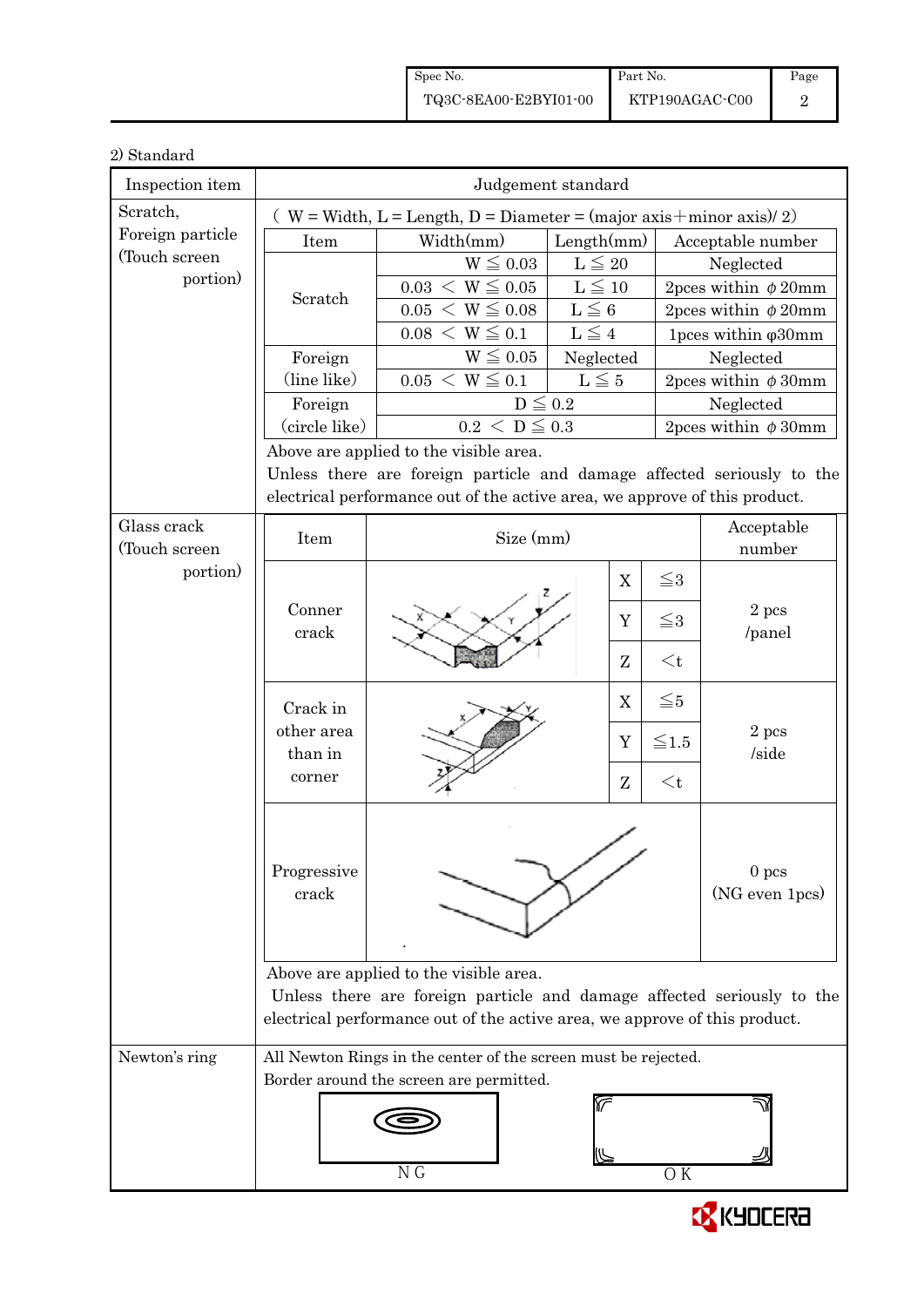2) Standard

| Inspection item | Judgement standard | | | |
|---|---|---|---|---|
| Scratch, Foreign particle (Touch screen portion) | ( W = Width, L = Length, D = Diameter = (major axis+minor axis)/ 2) | | | |
| | Item | Width(mm) | Length(mm) | Acceptable number |
| | Scratch | W ≦ 0.03 | L ≦ 20 | Neglected |
| | | 0.03 < W ≦ 0.05 | L ≦ 10 | 2pces within φ20mm |
| | | 0.05 < W ≦ 0.08 | L ≦ 6 | 2pces within φ20mm |
| | | 0.08 < W ≦ 0.1 | L ≦ 4 | 1pces within φ30mm |
| | Foreign (line like) | W ≦ 0.05 | Neglected | Neglected |
| | | 0.05 < W ≦ 0.1 | L ≦ 5 | 2pces within φ30mm |
| | Foreign (circle like) | D ≦ 0.2 | | Neglected |
| | | 0.2 < D ≦ 0.3 | | 2pces within φ30mm |
| | Above are applied to the visible area. Unless there are foreign particle and damage affected seriously to the electrical performance out of the active area, we approve of this product. | | | |

| Inspection item | Item | Size (mm) | | Acceptable number |
|---|---|---|---|---|
| Glass crack (Touch screen portion) | Conner crack | X | ≦3 | 2 pcs /panel |
| | | Y | ≦3 | |
| | | Z | <t | |
| | Crack in other area than in corner | X | ≦5 | 2 pcs /side |
| | | Y | ≦1.5 | |
| | | Z | <t | |
| | Progressive crack | | | 0 pcs (NG even 1pcs) |

Above are applied to the visible area.
Unless there are foreign particle and damage affected seriously to the electrical performance out of the active area, we approve of this product.

**Newton's ring**

All Newton Rings in the center of the screen must be rejected.
Border around the screen are permitted.

N G

O K